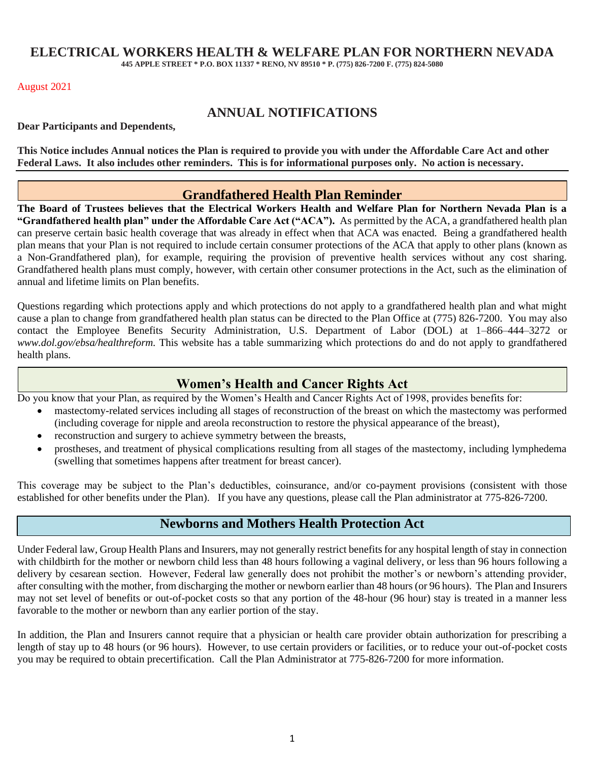# ELECTRICAL WORKERS HEALTH & WELFARE PLAN FOR NORTHERN NEVADA

**445 APPLE STREET * P.O. BOX 11337 * RENO, NV 89510 * P. (775) 826-7200 F. (775) 824-5080**

August 2021

## ANNUAL NOTIFICATIONS

**Dear Participants and Dependents,**

**This Notice includes Annual notices the Plan is required to provide you with under the Affordable Care Act and other Federal Laws. It also includes other reminders. This is for informational purposes only. No action is necessary.**

## Grandfathered Health Plan Reminder

**The Board of Trustees believes that the Electrical Workers Health and Welfare Plan for Northern Nevada Plan is a "Grandfathered health plan" under the Affordable Care Act ("ACA").** As permitted by the ACA, a grandfathered health plan can preserve certain basic health coverage that was already in effect when that ACA was enacted. Being a grandfathered health plan means that your Plan is not required to include certain consumer protections of the ACA that apply to other plans (known as a Non-Grandfathered plan), for example, requiring the provision of preventive health services without any cost sharing. Grandfathered health plans must comply, however, with certain other consumer protections in the Act, such as the elimination of annual and lifetime limits on Plan benefits.

Questions regarding which protections apply and which protections do not apply to a grandfathered health plan and what might cause a plan to change from grandfathered health plan status can be directed to the Plan Office at (775) 826-7200. You may also contact the Employee Benefits Security Administration, U.S. Department of Labor (DOL) at 1–866–444–3272 or *www.dol.gov/ebsa/healthreform*. This website has a table summarizing which protections do and do not apply to grandfathered health plans.

## Women's Health and Cancer Rights Act

Do you know that your Plan, as required by the Women's Health and Cancer Rights Act of 1998, provides benefits for:

- mastectomy-related services including all stages of reconstruction of the breast on which the mastectomy was performed (including coverage for nipple and areola reconstruction to restore the physical appearance of the breast),
- reconstruction and surgery to achieve symmetry between the breasts,
- prostheses, and treatment of physical complications resulting from all stages of the mastectomy, including lymphedema (swelling that sometimes happens after treatment for breast cancer).

This coverage may be subject to the Plan's deductibles, coinsurance, and/or co-payment provisions (consistent with those established for other benefits under the Plan). If you have any questions, please call the Plan administrator at 775-826-7200.

## Newborns and Mothers Health Protection Act

Under Federal law, Group Health Plans and Insurers, may not generally restrict benefits for any hospital length of stay in connection with childbirth for the mother or newborn child less than 48 hours following a vaginal delivery, or less than 96 hours following a delivery by cesarean section. However, Federal law generally does not prohibit the mother's or newborn's attending provider, after consulting with the mother, from discharging the mother or newborn earlier than 48 hours (or 96 hours). The Plan and Insurers may not set level of benefits or out-of-pocket costs so that any portion of the 48-hour (96 hour) stay is treated in a manner less favorable to the mother or newborn than any earlier portion of the stay.

In addition, the Plan and Insurers cannot require that a physician or health care provider obtain authorization for prescribing a length of stay up to 48 hours (or 96 hours). However, to use certain providers or facilities, or to reduce your out-of-pocket costs you may be required to obtain precertification. Call the Plan Administrator at 775-826-7200 for more information.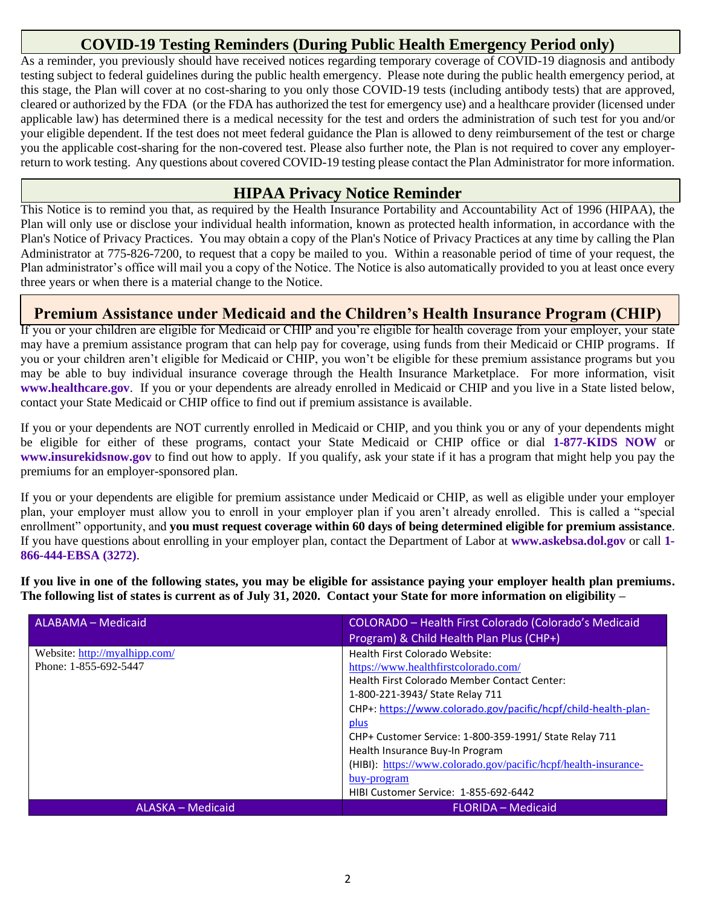## COVID-19 Testing Reminders (During Public Health Emergency Period only)

As a reminder, you previously should have received notices regarding temporary coverage of COVID-19 diagnosis and antibody testing subject to federal guidelines during the public health emergency. Please note during the public health emergency period, at this stage, the Plan will cover at no cost-sharing to you only those COVID-19 tests (including antibody tests) that are approved, cleared or authorized by the FDA (or the FDA has authorized the test for emergency use) and a healthcare provider (licensed under applicable law) has determined there is a medical necessity for the test and orders the administration of such test for you and/or your eligible dependent. If the test does not meet federal guidance the Plan is allowed to deny reimbursement of the test or charge you the applicable cost-sharing for the non-covered test. Please also further note, the Plan is not required to cover any employer-return to work testing. Any questions about covered COVID-19 testing please contact the Plan Administrator for more information.

## HIPAA Privacy Notice Reminder

This Notice is to remind you that, as required by the Health Insurance Portability and Accountability Act of 1996 (HIPAA), the Plan will only use or disclose your individual health information, known as protected health information, in accordance with the Plan's Notice of Privacy Practices. You may obtain a copy of the Plan's Notice of Privacy Practices at any time by calling the Plan Administrator at 775-826-7200, to request that a copy be mailed to you. Within a reasonable period of time of your request, the Plan administrator's office will mail you a copy of the Notice. The Notice is also automatically provided to you at least once every three years or when there is a material change to the Notice.

## Premium Assistance under Medicaid and the Children's Health Insurance Program (CHIP)

If you or your children are eligible for Medicaid or CHIP and you're eligible for health coverage from your employer, your state may have a premium assistance program that can help pay for coverage, using funds from their Medicaid or CHIP programs. If you or your children aren't eligible for Medicaid or CHIP, you won't be eligible for these premium assistance programs but you may be able to buy individual insurance coverage through the Health Insurance Marketplace. For more information, visit **www.healthcare.gov**. If you or your dependents are already enrolled in Medicaid or CHIP and you live in a State listed below, contact your State Medicaid or CHIP office to find out if premium assistance is available.

If you or your dependents are NOT currently enrolled in Medicaid or CHIP, and you think you or any of your dependents might be eligible for either of these programs, contact your State Medicaid or CHIP office or dial **1-877-KIDS NOW** or **www.insurekidsnow.gov** to find out how to apply. If you qualify, ask your state if it has a program that might help you pay the premiums for an employer-sponsored plan.

If you or your dependents are eligible for premium assistance under Medicaid or CHIP, as well as eligible under your employer plan, your employer must allow you to enroll in your employer plan if you aren't already enrolled. This is called a "special enrollment" opportunity, and **you must request coverage within 60 days of being determined eligible for premium assistance**. If you have questions about enrolling in your employer plan, contact the Department of Labor at **www.askebsa.dol.gov** or call **1-866-444-EBSA (3272)**.

**If you live in one of the following states, you may be eligible for assistance paying your employer health plan premiums. The following list of states is current as of July 31, 2020. Contact your State for more information on eligibility –**

| ALABAMA – Medicaid | COLORADO – Health First Colorado (Colorado's Medicaid Program) & Child Health Plan Plus (CHP+) |
|---|---|
| Website: http://myalhipp.com/<br>Phone: 1-855-692-5447 | Health First Colorado Website: https://www.healthfirstcolorado.com/<br>Health First Colorado Member Contact Center: 1-800-221-3943/ State Relay 711<br>CHP+: https://www.colorado.gov/pacific/hcpf/child-health-plan-plus<br>CHP+ Customer Service: 1-800-359-1991/ State Relay 711<br>Health Insurance Buy-In Program (HIBI): https://www.colorado.gov/pacific/hcpf/health-insurance-buy-program<br>HIBI Customer Service: 1-855-692-6442 |
| ALASKA – Medicaid | FLORIDA – Medicaid |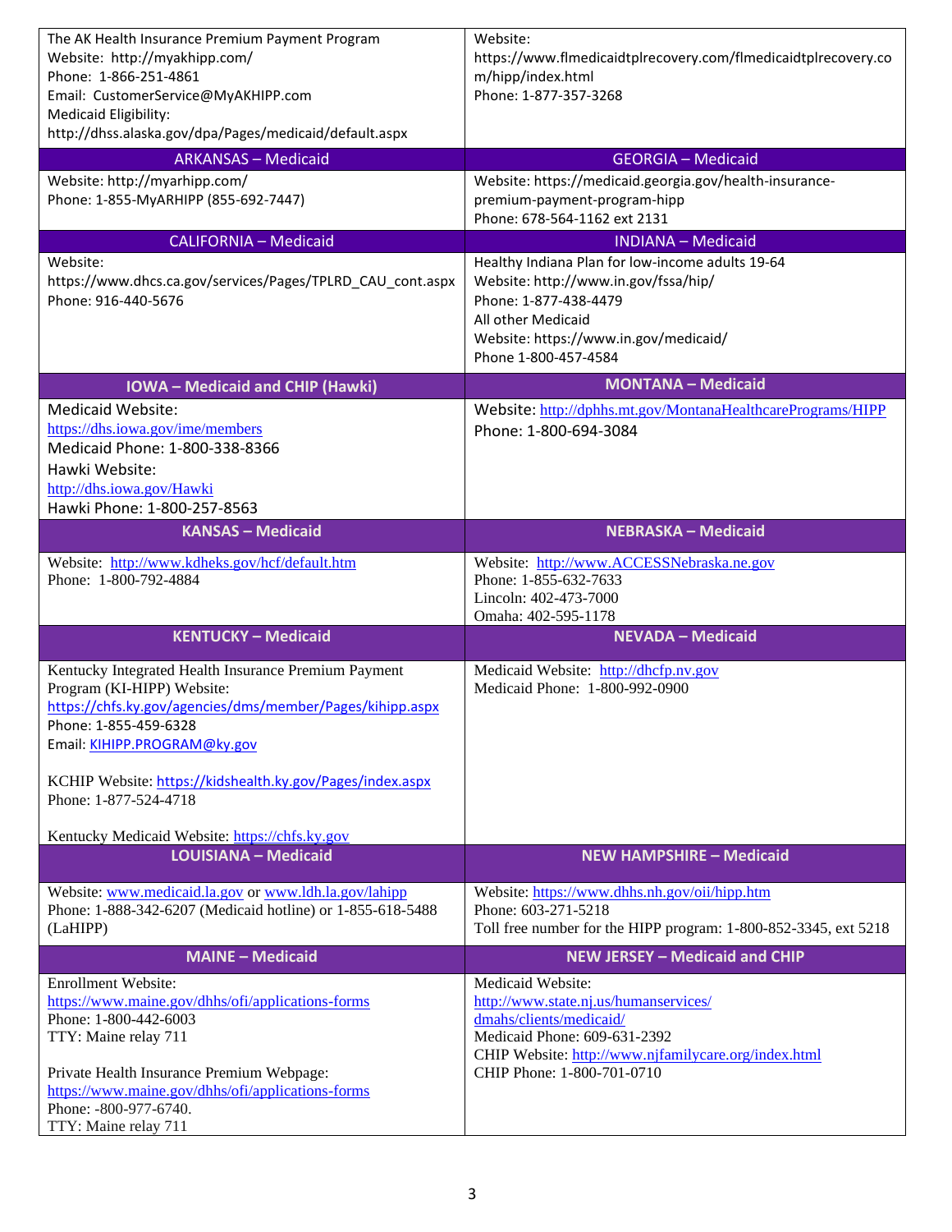| | |
|---|---|
| The AK Health Insurance Premium Payment Program<br>Website: http://myakhipp.com/<br>Phone: 1-866-251-4861<br>Email: CustomerService@MyAKHIPP.com<br>Medicaid Eligibility: http://dhss.alaska.gov/dpa/Pages/medicaid/default.aspx | Website: https://www.flmedicaidtplrecovery.com/flmedicaidtplrecovery.com/hipp/index.html<br>Phone: 1-877-357-3268 |
| **ARKANSAS – Medicaid** | **GEORGIA – Medicaid** |
| Website: http://myarhipp.com/<br>Phone: 1-855-MyARHIPP (855-692-7447) | Website: https://medicaid.georgia.gov/health-insurance-premium-payment-program-hipp<br>Phone: 678-564-1162 ext 2131 |
| **CALIFORNIA – Medicaid** | **INDIANA – Medicaid** |
| Website: https://www.dhcs.ca.gov/services/Pages/TPLRD_CAU_cont.aspx<br>Phone: 916-440-5676 | Healthy Indiana Plan for low-income adults 19-64<br>Website: http://www.in.gov/fssa/hip/<br>Phone: 1-877-438-4479<br>All other Medicaid<br>Website: https://www.in.gov/medicaid/<br>Phone 1-800-457-4584 |
| **IOWA – Medicaid and CHIP (Hawki)** | **MONTANA – Medicaid** |
| Medicaid Website: https://dhs.iowa.gov/ime/members<br>Medicaid Phone: 1-800-338-8366<br>Hawki Website: http://dhs.iowa.gov/Hawki<br>Hawki Phone: 1-800-257-8563 | Website: http://dphhs.mt.gov/MontanaHealthcarePrograms/HIPP<br>Phone: 1-800-694-3084 |
| **KANSAS – Medicaid** | **NEBRASKA – Medicaid** |
| Website: http://www.kdheks.gov/hcf/default.htm<br>Phone: 1-800-792-4884 | Website: http://www.ACCESSNebraska.ne.gov<br>Phone: 1-855-632-7633<br>Lincoln: 402-473-7000<br>Omaha: 402-595-1178 |
| **KENTUCKY – Medicaid** | **NEVADA – Medicaid** |
| Kentucky Integrated Health Insurance Premium Payment Program (KI-HIPP) Website: https://chfs.ky.gov/agencies/dms/member/Pages/kihipp.aspx<br>Phone: 1-855-459-6328<br>Email: KIHIPP.PROGRAM@ky.gov<br><br>KCHIP Website: https://kidshealth.ky.gov/Pages/index.aspx<br>Phone: 1-877-524-4718<br><br>Kentucky Medicaid Website: https://chfs.ky.gov | Medicaid Website: http://dhcfp.nv.gov<br>Medicaid Phone: 1-800-992-0900 |
| **LOUISIANA – Medicaid** | **NEW HAMPSHIRE – Medicaid** |
| Website: www.medicaid.la.gov or www.ldh.la.gov/lahipp<br>Phone: 1-888-342-6207 (Medicaid hotline) or 1-855-618-5488 (LaHIPP) | Website: https://www.dhhs.nh.gov/oii/hipp.htm<br>Phone: 603-271-5218<br>Toll free number for the HIPP program: 1-800-852-3345, ext 5218 |
| **MAINE – Medicaid** | **NEW JERSEY – Medicaid and CHIP** |
| Enrollment Website: https://www.maine.gov/dhhs/ofi/applications-forms<br>Phone: 1-800-442-6003<br>TTY: Maine relay 711<br><br>Private Health Insurance Premium Webpage: https://www.maine.gov/dhhs/ofi/applications-forms<br>Phone: -800-977-6740.<br>TTY: Maine relay 711 | Medicaid Website: http://www.state.nj.us/humanservices/dmahs/clients/medicaid/<br>Medicaid Phone: 609-631-2392<br>CHIP Website: http://www.njfamilycare.org/index.html<br>CHIP Phone: 1-800-701-0710 |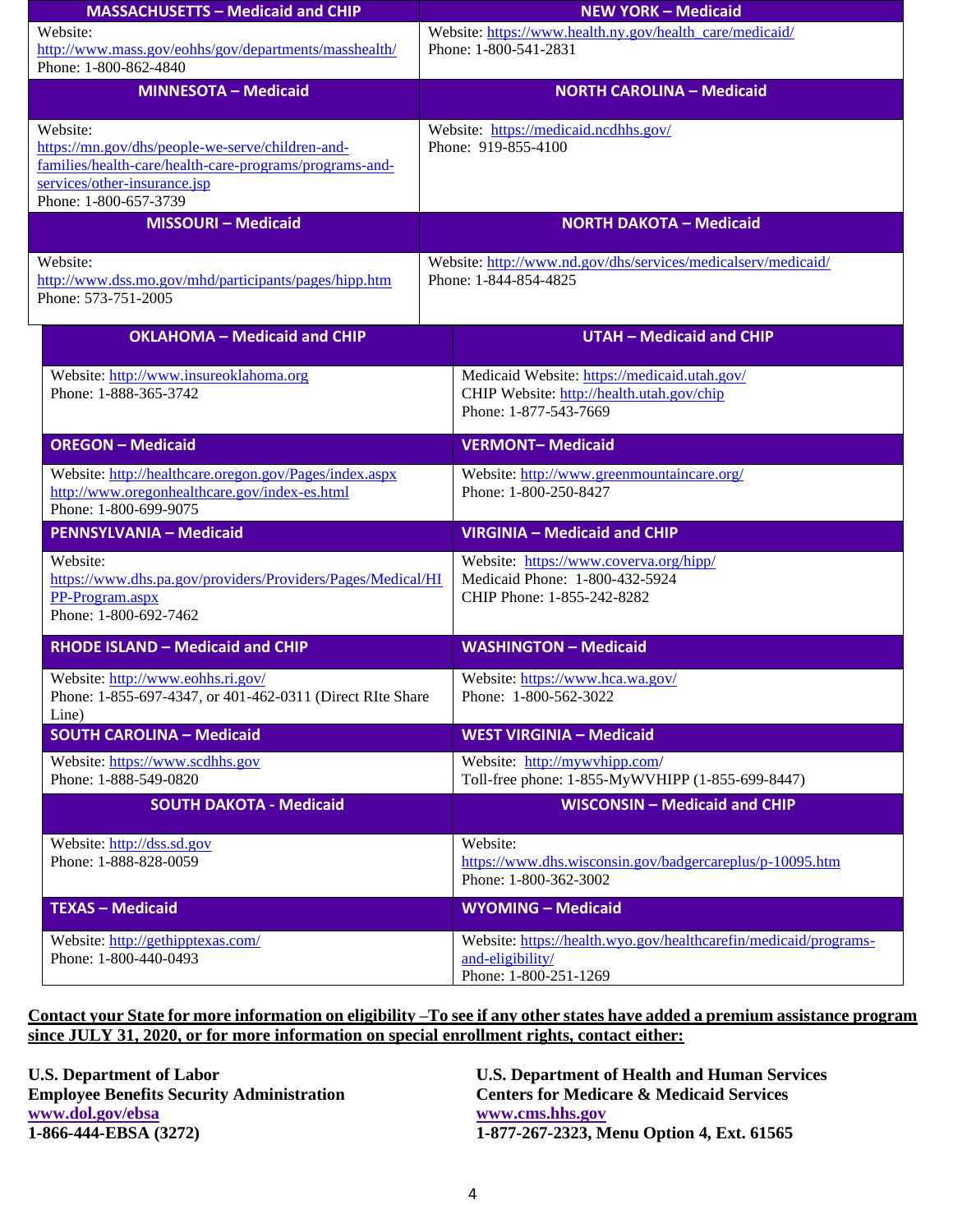| MASSACHUSETTS – Medicaid and CHIP | NEW YORK – Medicaid |
|---|---|
| Website: http://www.mass.gov/eohhs/gov/departments/masshealth/ Phone: 1-800-862-4840 | Website: https://www.health.ny.gov/health_care/medicaid/ Phone: 1-800-541-2831 |
| **MINNESOTA – Medicaid** | **NORTH CAROLINA – Medicaid** |
| Website: https://mn.gov/dhs/people-we-serve/children-and-families/health-care/health-care-programs/programs-and-services/other-insurance.jsp Phone: 1-800-657-3739 | Website: https://medicaid.ncdhhs.gov/ Phone: 919-855-4100 |
| **MISSOURI – Medicaid** | **NORTH DAKOTA – Medicaid** |
| Website: http://www.dss.mo.gov/mhd/participants/pages/hipp.htm Phone: 573-751-2005 | Website: http://www.nd.gov/dhs/services/medicalserv/medicaid/ Phone: 1-844-854-4825 |
| **OKLAHOMA – Medicaid and CHIP** | **UTAH – Medicaid and CHIP** |
| Website: http://www.insureoklahoma.org Phone: 1-888-365-3742 | Medicaid Website: https://medicaid.utah.gov/ CHIP Website: http://health.utah.gov/chip Phone: 1-877-543-7669 |
| **OREGON – Medicaid** | **VERMONT– Medicaid** |
| Website: http://healthcare.oregon.gov/Pages/index.aspx http://www.oregonhealthcare.gov/index-es.html Phone: 1-800-699-9075 | Website: http://www.greenmountaincare.org/ Phone: 1-800-250-8427 |
| **PENNSYLVANIA – Medicaid** | **VIRGINIA – Medicaid and CHIP** |
| Website: https://www.dhs.pa.gov/providers/Providers/Pages/Medical/HIPP-Program.aspx Phone: 1-800-692-7462 | Website: https://www.coverva.org/hipp/ Medicaid Phone: 1-800-432-5924 CHIP Phone: 1-855-242-8282 |
| **RHODE ISLAND – Medicaid and CHIP** | **WASHINGTON – Medicaid** |
| Website: http://www.eohhs.ri.gov/ Phone: 1-855-697-4347, or 401-462-0311 (Direct RIte Share Line) | Website: https://www.hca.wa.gov/ Phone: 1-800-562-3022 |
| **SOUTH CAROLINA – Medicaid** | **WEST VIRGINIA – Medicaid** |
| Website: https://www.scdhhs.gov Phone: 1-888-549-0820 | Website: http://mywvhipp.com/ Toll-free phone: 1-855-MyWVHIPP (1-855-699-8447) |
| **SOUTH DAKOTA - Medicaid** | **WISCONSIN – Medicaid and CHIP** |
| Website: http://dss.sd.gov Phone: 1-888-828-0059 | Website: https://www.dhs.wisconsin.gov/badgercareplus/p-10095.htm Phone: 1-800-362-3002 |
| **TEXAS – Medicaid** | **WYOMING – Medicaid** |
| Website: http://gethipptexas.com/ Phone: 1-800-440-0493 | Website: https://health.wyo.gov/healthcarefin/medicaid/programs-and-eligibility/ Phone: 1-800-251-1269 |

**Contact your State for more information on eligibility –To see if any other states have added a premium assistance program since JULY 31, 2020, or for more information on special enrollment rights, contact either:**

**U.S. Department of Labor**
**Employee Benefits Security Administration**
**www.dol.gov/ebsa**
**1-866-444-EBSA (3272)**

**U.S. Department of Health and Human Services**
**Centers for Medicare & Medicaid Services**
**www.cms.hhs.gov**
**1-877-267-2323, Menu Option 4, Ext. 61565**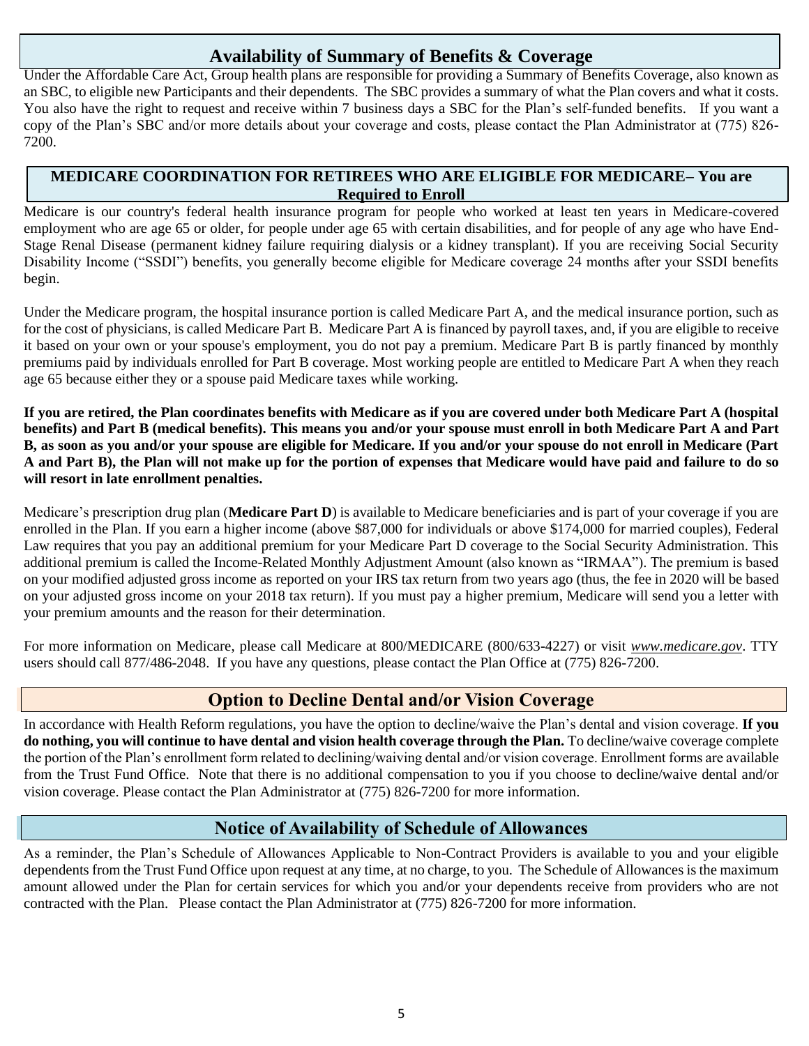## Availability of Summary of Benefits & Coverage

Under the Affordable Care Act, Group health plans are responsible for providing a Summary of Benefits Coverage, also known as an SBC, to eligible new Participants and their dependents. The SBC provides a summary of what the Plan covers and what it costs. You also have the right to request and receive within 7 business days a SBC for the Plan's self-funded benefits. If you want a copy of the Plan's SBC and/or more details about your coverage and costs, please contact the Plan Administrator at (775) 826-7200.

## MEDICARE COORDINATION FOR RETIREES WHO ARE ELIGIBLE FOR MEDICARE– You are Required to Enroll

Medicare is our country's federal health insurance program for people who worked at least ten years in Medicare-covered employment who are age 65 or older, for people under age 65 with certain disabilities, and for people of any age who have End-Stage Renal Disease (permanent kidney failure requiring dialysis or a kidney transplant). If you are receiving Social Security Disability Income ("SSDI") benefits, you generally become eligible for Medicare coverage 24 months after your SSDI benefits begin.

Under the Medicare program, the hospital insurance portion is called Medicare Part A, and the medical insurance portion, such as for the cost of physicians, is called Medicare Part B. Medicare Part A is financed by payroll taxes, and, if you are eligible to receive it based on your own or your spouse's employment, you do not pay a premium. Medicare Part B is partly financed by monthly premiums paid by individuals enrolled for Part B coverage. Most working people are entitled to Medicare Part A when they reach age 65 because either they or a spouse paid Medicare taxes while working.

**If you are retired, the Plan coordinates benefits with Medicare as if you are covered under both Medicare Part A (hospital benefits) and Part B (medical benefits). This means you and/or your spouse must enroll in both Medicare Part A and Part B, as soon as you and/or your spouse are eligible for Medicare. If you and/or your spouse do not enroll in Medicare (Part A and Part B), the Plan will not make up for the portion of expenses that Medicare would have paid and failure to do so will resort in late enrollment penalties.**

Medicare's prescription drug plan (**Medicare Part D**) is available to Medicare beneficiaries and is part of your coverage if you are enrolled in the Plan. If you earn a higher income (above $87,000 for individuals or above $174,000 for married couples), Federal Law requires that you pay an additional premium for your Medicare Part D coverage to the Social Security Administration. This additional premium is called the Income-Related Monthly Adjustment Amount (also known as "IRMAA"). The premium is based on your modified adjusted gross income as reported on your IRS tax return from two years ago (thus, the fee in 2020 will be based on your adjusted gross income on your 2018 tax return). If you must pay a higher premium, Medicare will send you a letter with your premium amounts and the reason for their determination.

For more information on Medicare, please call Medicare at 800/MEDICARE (800/633-4227) or visit *www.medicare.gov*. TTY users should call 877/486-2048. If you have any questions, please contact the Plan Office at (775) 826-7200.

## Option to Decline Dental and/or Vision Coverage

In accordance with Health Reform regulations, you have the option to decline/waive the Plan's dental and vision coverage. **If you do nothing, you will continue to have dental and vision health coverage through the Plan.** To decline/waive coverage complete the portion of the Plan's enrollment form related to declining/waiving dental and/or vision coverage. Enrollment forms are available from the Trust Fund Office. Note that there is no additional compensation to you if you choose to decline/waive dental and/or vision coverage. Please contact the Plan Administrator at (775) 826-7200 for more information.

## Notice of Availability of Schedule of Allowances

As a reminder, the Plan's Schedule of Allowances Applicable to Non-Contract Providers is available to you and your eligible dependents from the Trust Fund Office upon request at any time, at no charge, to you. The Schedule of Allowances is the maximum amount allowed under the Plan for certain services for which you and/or your dependents receive from providers who are not contracted with the Plan. Please contact the Plan Administrator at (775) 826-7200 for more information.